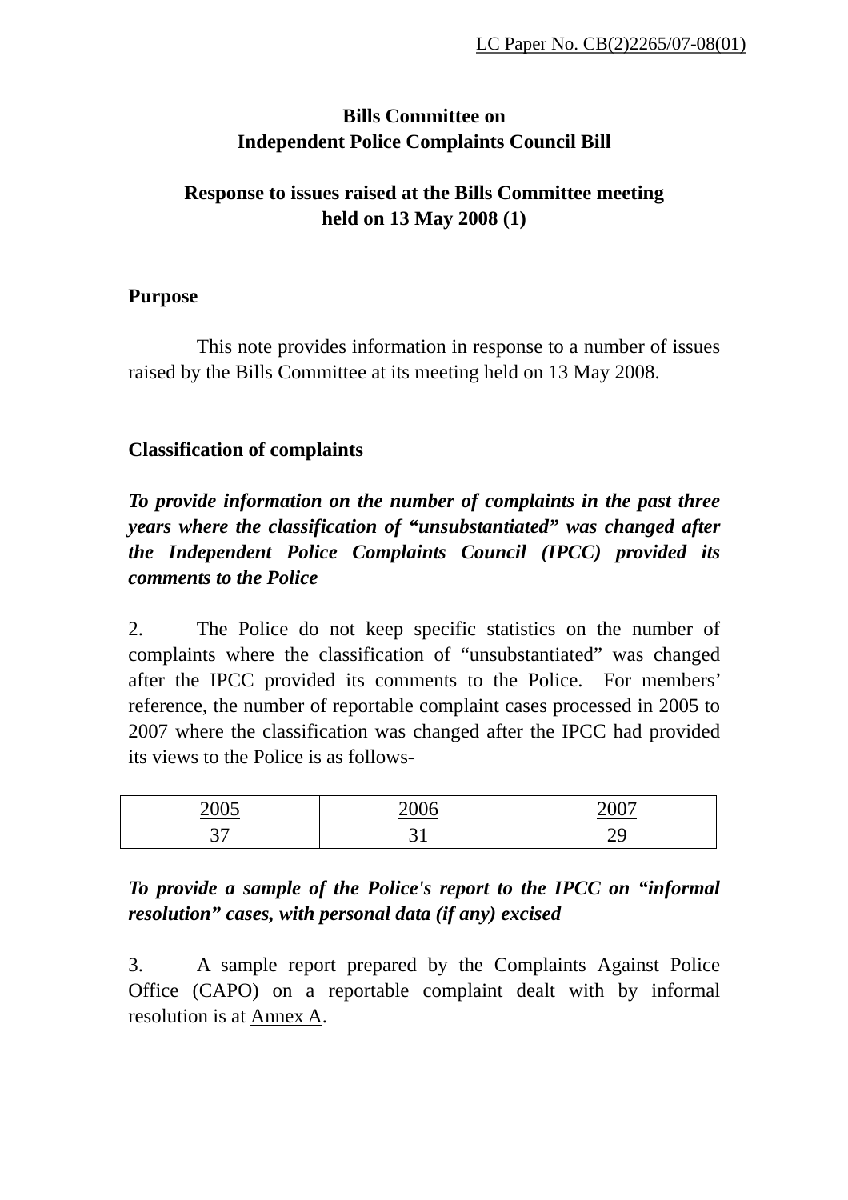LC Paper No. CB(2)2265/07-08(01)

**Bills Committee on**
**Independent Police Complaints Council Bill**

**Response to issues raised at the Bills Committee meeting held on 13 May 2008 (1)**

**Purpose**

This note provides information in response to a number of issues raised by the Bills Committee at its meeting held on 13 May 2008.

**Classification of complaints**

***To provide information on the number of complaints in the past three years where the classification of "unsubstantiated" was changed after the Independent Police Complaints Council (IPCC) provided its comments to the Police***

2. The Police do not keep specific statistics on the number of complaints where the classification of "unsubstantiated" was changed after the IPCC provided its comments to the Police. For members' reference, the number of reportable complaint cases processed in 2005 to 2007 where the classification was changed after the IPCC had provided its views to the Police is as follows-

| 2005 | 2006 | 2007 |
|---|---|---|
| 37 | 31 | 29 |

***To provide a sample of the Police's report to the IPCC on "informal resolution" cases, with personal data (if any) excised***

3. A sample report prepared by the Complaints Against Police Office (CAPO) on a reportable complaint dealt with by informal resolution is at Annex A.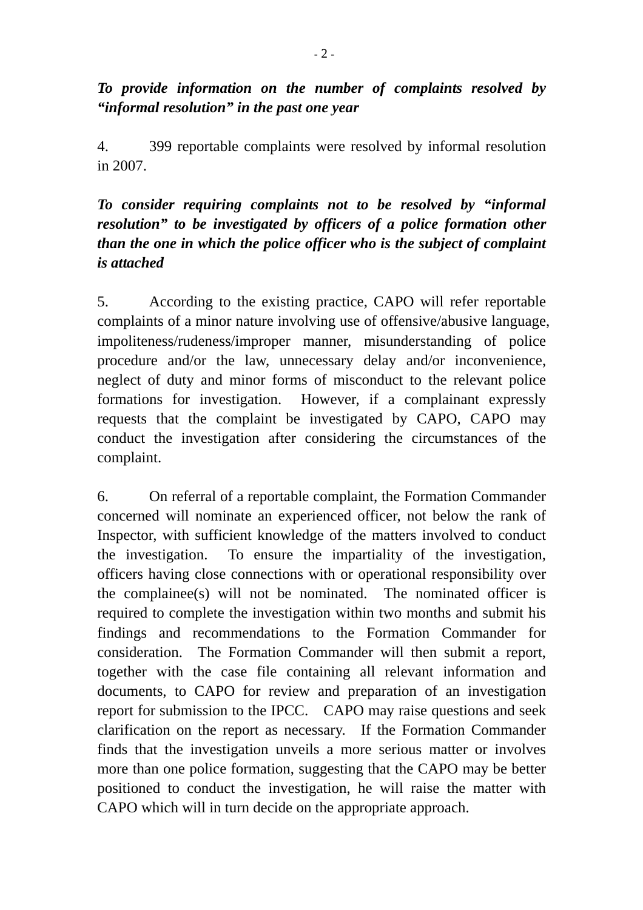*To provide information on the number of complaints resolved by "informal resolution" in the past one year*

4. 399 reportable complaints were resolved by informal resolution in 2007.

*To consider requiring complaints not to be resolved by "informal resolution" to be investigated by officers of a police formation other than the one in which the police officer who is the subject of complaint is attached*

5. According to the existing practice, CAPO will refer reportable complaints of a minor nature involving use of offensive/abusive language, impoliteness/rudeness/improper manner, misunderstanding of police procedure and/or the law, unnecessary delay and/or inconvenience, neglect of duty and minor forms of misconduct to the relevant police formations for investigation. However, if a complainant expressly requests that the complaint be investigated by CAPO, CAPO may conduct the investigation after considering the circumstances of the complaint.

6. On referral of a reportable complaint, the Formation Commander concerned will nominate an experienced officer, not below the rank of Inspector, with sufficient knowledge of the matters involved to conduct the investigation. To ensure the impartiality of the investigation, officers having close connections with or operational responsibility over the complainee(s) will not be nominated. The nominated officer is required to complete the investigation within two months and submit his findings and recommendations to the Formation Commander for consideration. The Formation Commander will then submit a report, together with the case file containing all relevant information and documents, to CAPO for review and preparation of an investigation report for submission to the IPCC. CAPO may raise questions and seek clarification on the report as necessary. If the Formation Commander finds that the investigation unveils a more serious matter or involves more than one police formation, suggesting that the CAPO may be better positioned to conduct the investigation, he will raise the matter with CAPO which will in turn decide on the appropriate approach.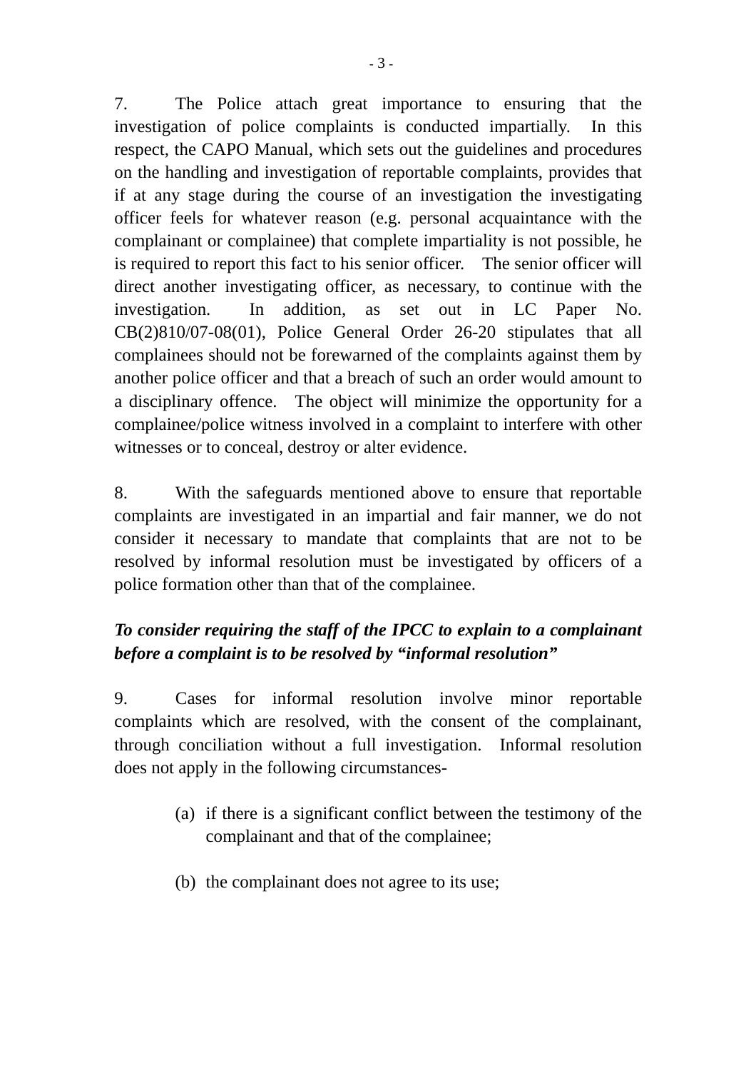7. The Police attach great importance to ensuring that the investigation of police complaints is conducted impartially. In this respect, the CAPO Manual, which sets out the guidelines and procedures on the handling and investigation of reportable complaints, provides that if at any stage during the course of an investigation the investigating officer feels for whatever reason (e.g. personal acquaintance with the complainant or complainee) that complete impartiality is not possible, he is required to report this fact to his senior officer. The senior officer will direct another investigating officer, as necessary, to continue with the investigation. In addition, as set out in LC Paper No. CB(2)810/07-08(01), Police General Order 26-20 stipulates that all complainees should not be forewarned of the complaints against them by another police officer and that a breach of such an order would amount to a disciplinary offence. The object will minimize the opportunity for a complainee/police witness involved in a complaint to interfere with other witnesses or to conceal, destroy or alter evidence.

8. With the safeguards mentioned above to ensure that reportable complaints are investigated in an impartial and fair manner, we do not consider it necessary to mandate that complaints that are not to be resolved by informal resolution must be investigated by officers of a police formation other than that of the complainee.

***To consider requiring the staff of the IPCC to explain to a complainant before a complaint is to be resolved by "informal resolution"***

9. Cases for informal resolution involve minor reportable complaints which are resolved, with the consent of the complainant, through conciliation without a full investigation. Informal resolution does not apply in the following circumstances-

(a) if there is a significant conflict between the testimony of the complainant and that of the complainee;

(b) the complainant does not agree to its use;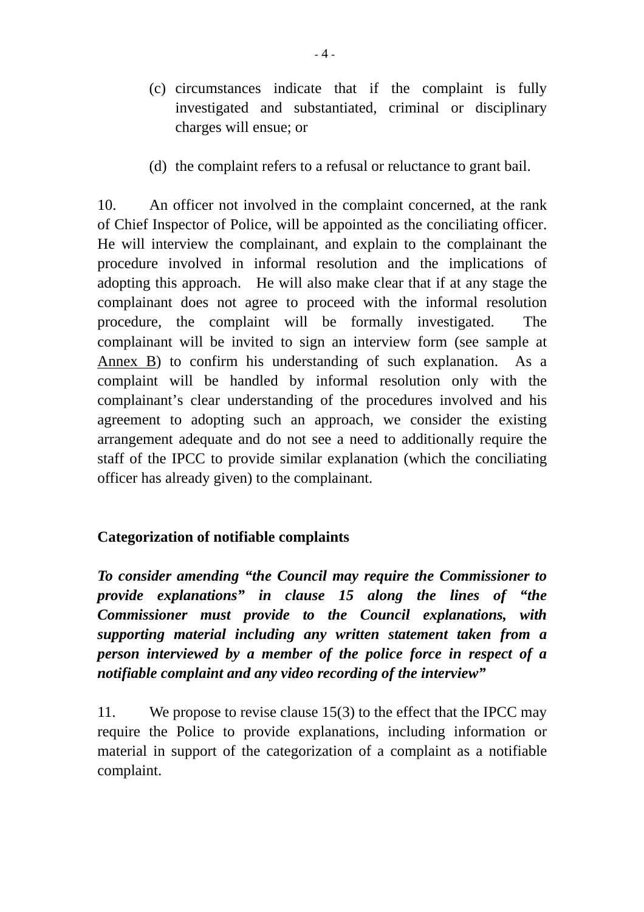(c) circumstances indicate that if the complaint is fully investigated and substantiated, criminal or disciplinary charges will ensue; or

(d) the complaint refers to a refusal or reluctance to grant bail.

10. An officer not involved in the complaint concerned, at the rank of Chief Inspector of Police, will be appointed as the conciliating officer. He will interview the complainant, and explain to the complainant the procedure involved in informal resolution and the implications of adopting this approach. He will also make clear that if at any stage the complainant does not agree to proceed with the informal resolution procedure, the complaint will be formally investigated. The complainant will be invited to sign an interview form (see sample at Annex B) to confirm his understanding of such explanation. As a complaint will be handled by informal resolution only with the complainant's clear understanding of the procedures involved and his agreement to adopting such an approach, we consider the existing arrangement adequate and do not see a need to additionally require the staff of the IPCC to provide similar explanation (which the conciliating officer has already given) to the complainant.

**Categorization of notifiable complaints**

***To consider amending "the Council may require the Commissioner to provide explanations" in clause 15 along the lines of "the Commissioner must provide to the Council explanations, with supporting material including any written statement taken from a person interviewed by a member of the police force in respect of a notifiable complaint and any video recording of the interview"***

11. We propose to revise clause 15(3) to the effect that the IPCC may require the Police to provide explanations, including information or material in support of the categorization of a complaint as a notifiable complaint.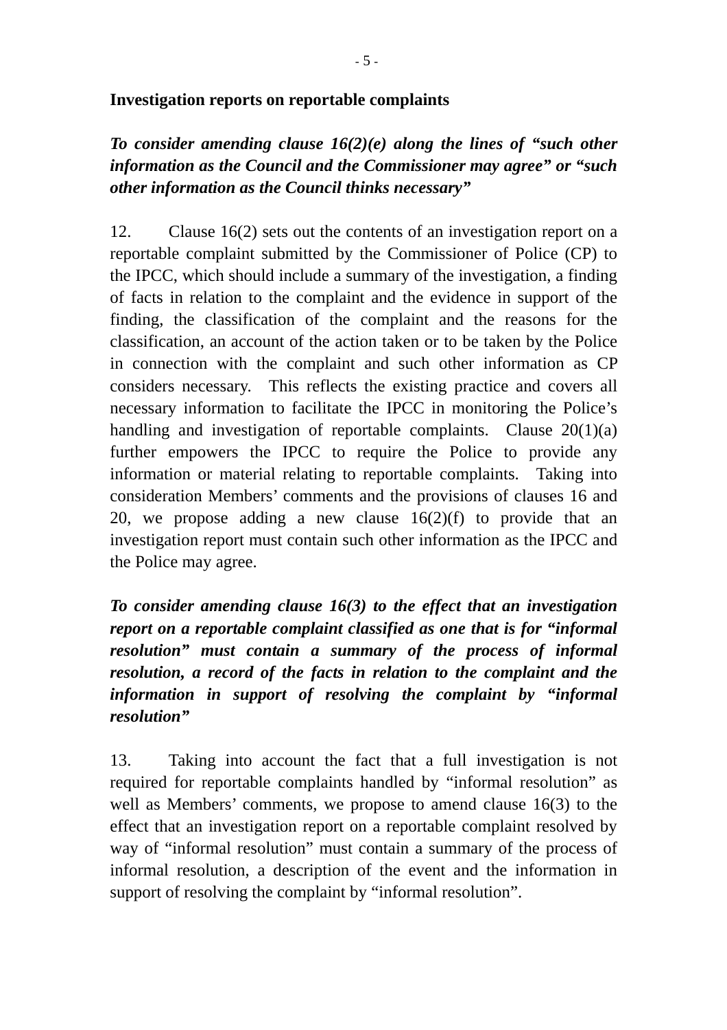**Investigation reports on reportable complaints**

***To consider amending clause 16(2)(e) along the lines of "such other information as the Council and the Commissioner may agree" or "such other information as the Council thinks necessary"***

12. Clause 16(2) sets out the contents of an investigation report on a reportable complaint submitted by the Commissioner of Police (CP) to the IPCC, which should include a summary of the investigation, a finding of facts in relation to the complaint and the evidence in support of the finding, the classification of the complaint and the reasons for the classification, an account of the action taken or to be taken by the Police in connection with the complaint and such other information as CP considers necessary. This reflects the existing practice and covers all necessary information to facilitate the IPCC in monitoring the Police's handling and investigation of reportable complaints. Clause 20(1)(a) further empowers the IPCC to require the Police to provide any information or material relating to reportable complaints. Taking into consideration Members' comments and the provisions of clauses 16 and 20, we propose adding a new clause 16(2)(f) to provide that an investigation report must contain such other information as the IPCC and the Police may agree.

***To consider amending clause 16(3) to the effect that an investigation report on a reportable complaint classified as one that is for "informal resolution" must contain a summary of the process of informal resolution, a record of the facts in relation to the complaint and the information in support of resolving the complaint by "informal resolution"***

13. Taking into account the fact that a full investigation is not required for reportable complaints handled by "informal resolution" as well as Members' comments, we propose to amend clause 16(3) to the effect that an investigation report on a reportable complaint resolved by way of "informal resolution" must contain a summary of the process of informal resolution, a description of the event and the information in support of resolving the complaint by "informal resolution".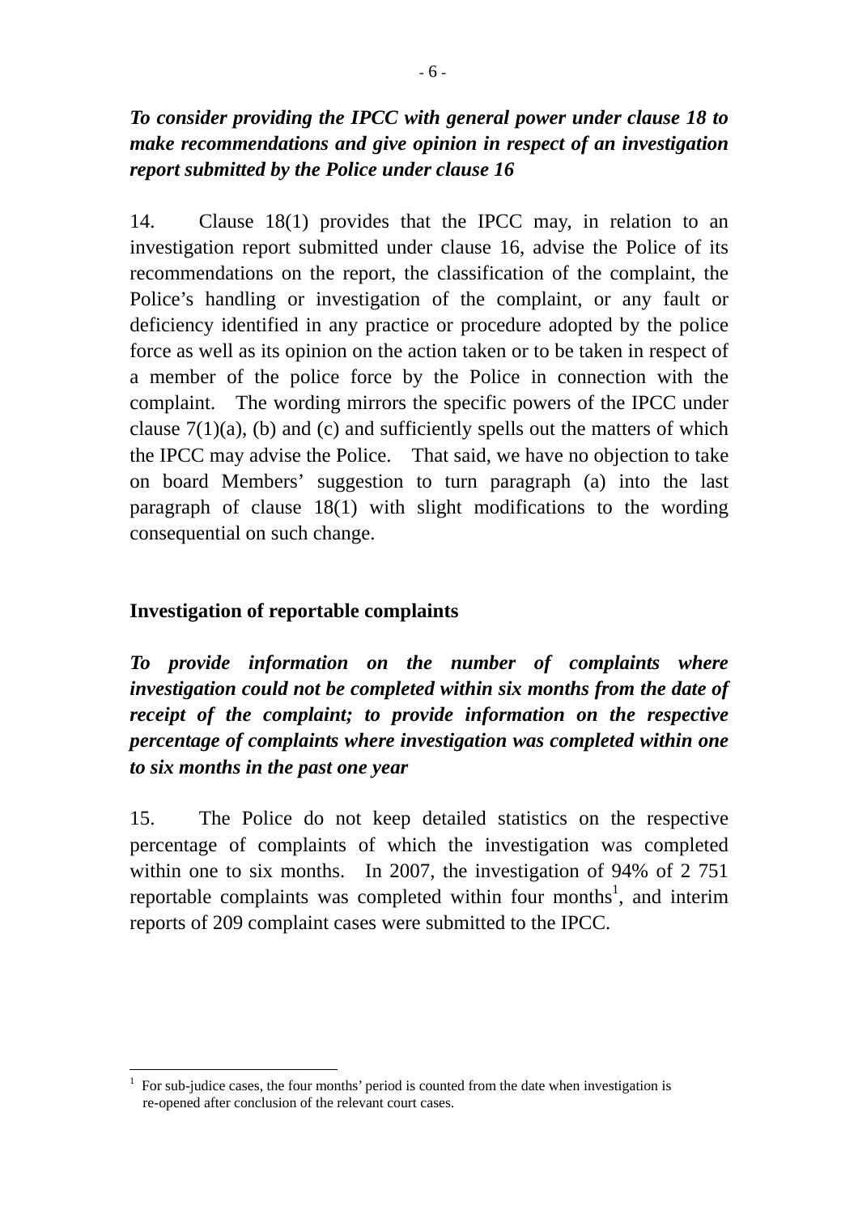***To consider providing the IPCC with general power under clause 18 to make recommendations and give opinion in respect of an investigation report submitted by the Police under clause 16***

14. Clause 18(1) provides that the IPCC may, in relation to an investigation report submitted under clause 16, advise the Police of its recommendations on the report, the classification of the complaint, the Police's handling or investigation of the complaint, or any fault or deficiency identified in any practice or procedure adopted by the police force as well as its opinion on the action taken or to be taken in respect of a member of the police force by the Police in connection with the complaint. The wording mirrors the specific powers of the IPCC under clause 7(1)(a), (b) and (c) and sufficiently spells out the matters of which the IPCC may advise the Police. That said, we have no objection to take on board Members' suggestion to turn paragraph (a) into the last paragraph of clause 18(1) with slight modifications to the wording consequential on such change.

**Investigation of reportable complaints**

***To provide information on the number of complaints where investigation could not be completed within six months from the date of receipt of the complaint; to provide information on the respective percentage of complaints where investigation was completed within one to six months in the past one year***

15. The Police do not keep detailed statistics on the respective percentage of complaints of which the investigation was completed within one to six months. In 2007, the investigation of 94% of 2 751 reportable complaints was completed within four months[1], and interim reports of 209 complaint cases were submitted to the IPCC.

[1] For sub-judice cases, the four months' period is counted from the date when investigation is re-opened after conclusion of the relevant court cases.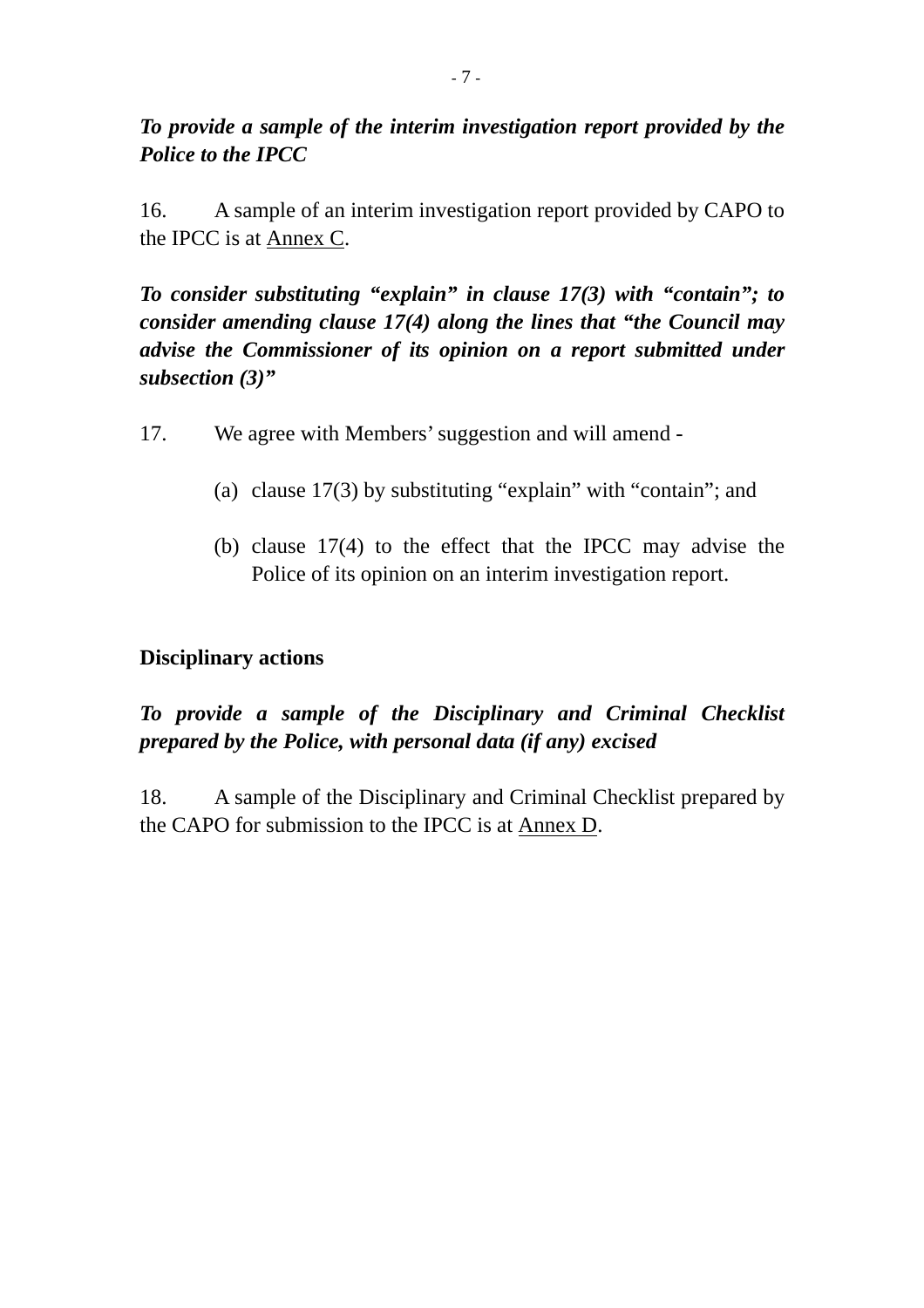***To provide a sample of the interim investigation report provided by the Police to the IPCC***

16. A sample of an interim investigation report provided by CAPO to the IPCC is at Annex C.

***To consider substituting "explain" in clause 17(3) with "contain"; to consider amending clause 17(4) along the lines that "the Council may advise the Commissioner of its opinion on a report submitted under subsection (3)"***

17. We agree with Members' suggestion and will amend -

(a) clause 17(3) by substituting "explain" with "contain"; and

(b) clause 17(4) to the effect that the IPCC may advise the Police of its opinion on an interim investigation report.

**Disciplinary actions**

***To provide a sample of the Disciplinary and Criminal Checklist prepared by the Police, with personal data (if any) excised***

18. A sample of the Disciplinary and Criminal Checklist prepared by the CAPO for submission to the IPCC is at Annex D.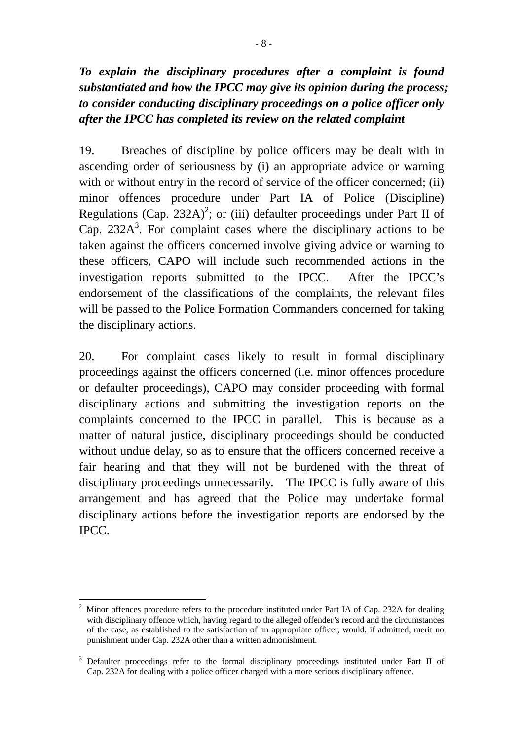***To explain the disciplinary procedures after a complaint is found substantiated and how the IPCC may give its opinion during the process; to consider conducting disciplinary proceedings on a police officer only after the IPCC has completed its review on the related complaint***

19. Breaches of discipline by police officers may be dealt with in ascending order of seriousness by (i) an appropriate advice or warning with or without entry in the record of service of the officer concerned; (ii) minor offences procedure under Part IA of Police (Discipline) Regulations (Cap. 232A)[2]; or (iii) defaulter proceedings under Part II of Cap. 232A[3]. For complaint cases where the disciplinary actions to be taken against the officers concerned involve giving advice or warning to these officers, CAPO will include such recommended actions in the investigation reports submitted to the IPCC. After the IPCC's endorsement of the classifications of the complaints, the relevant files will be passed to the Police Formation Commanders concerned for taking the disciplinary actions.

20. For complaint cases likely to result in formal disciplinary proceedings against the officers concerned (i.e. minor offences procedure or defaulter proceedings), CAPO may consider proceeding with formal disciplinary actions and submitting the investigation reports on the complaints concerned to the IPCC in parallel. This is because as a matter of natural justice, disciplinary proceedings should be conducted without undue delay, so as to ensure that the officers concerned receive a fair hearing and that they will not be burdened with the threat of disciplinary proceedings unnecessarily. The IPCC is fully aware of this arrangement and has agreed that the Police may undertake formal disciplinary actions before the investigation reports are endorsed by the IPCC.

---

[2] Minor offences procedure refers to the procedure instituted under Part IA of Cap. 232A for dealing with disciplinary offence which, having regard to the alleged offender's record and the circumstances of the case, as established to the satisfaction of an appropriate officer, would, if admitted, merit no punishment under Cap. 232A other than a written admonishment.

[3] Defaulter proceedings refer to the formal disciplinary proceedings instituted under Part II of Cap. 232A for dealing with a police officer charged with a more serious disciplinary offence.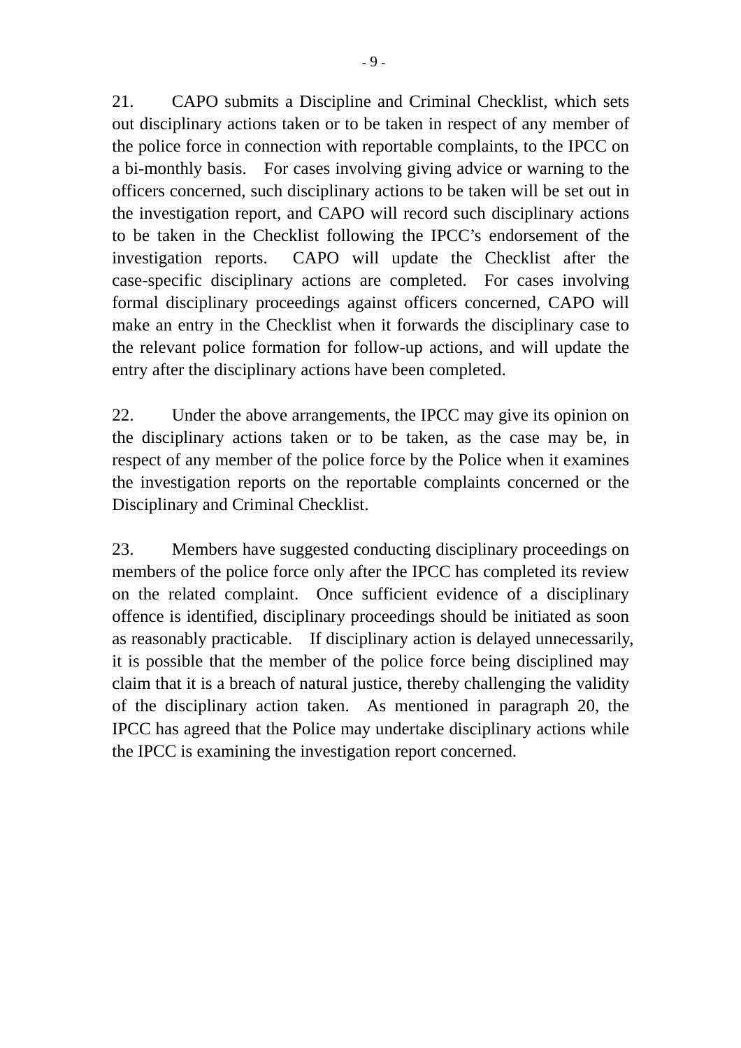21. CAPO submits a Discipline and Criminal Checklist, which sets out disciplinary actions taken or to be taken in respect of any member of the police force in connection with reportable complaints, to the IPCC on a bi-monthly basis. For cases involving giving advice or warning to the officers concerned, such disciplinary actions to be taken will be set out in the investigation report, and CAPO will record such disciplinary actions to be taken in the Checklist following the IPCC's endorsement of the investigation reports. CAPO will update the Checklist after the case-specific disciplinary actions are completed. For cases involving formal disciplinary proceedings against officers concerned, CAPO will make an entry in the Checklist when it forwards the disciplinary case to the relevant police formation for follow-up actions, and will update the entry after the disciplinary actions have been completed.

22. Under the above arrangements, the IPCC may give its opinion on the disciplinary actions taken or to be taken, as the case may be, in respect of any member of the police force by the Police when it examines the investigation reports on the reportable complaints concerned or the Disciplinary and Criminal Checklist.

23. Members have suggested conducting disciplinary proceedings on members of the police force only after the IPCC has completed its review on the related complaint. Once sufficient evidence of a disciplinary offence is identified, disciplinary proceedings should be initiated as soon as reasonably practicable. If disciplinary action is delayed unnecessarily, it is possible that the member of the police force being disciplined may claim that it is a breach of natural justice, thereby challenging the validity of the disciplinary action taken. As mentioned in paragraph 20, the IPCC has agreed that the Police may undertake disciplinary actions while the IPCC is examining the investigation report concerned.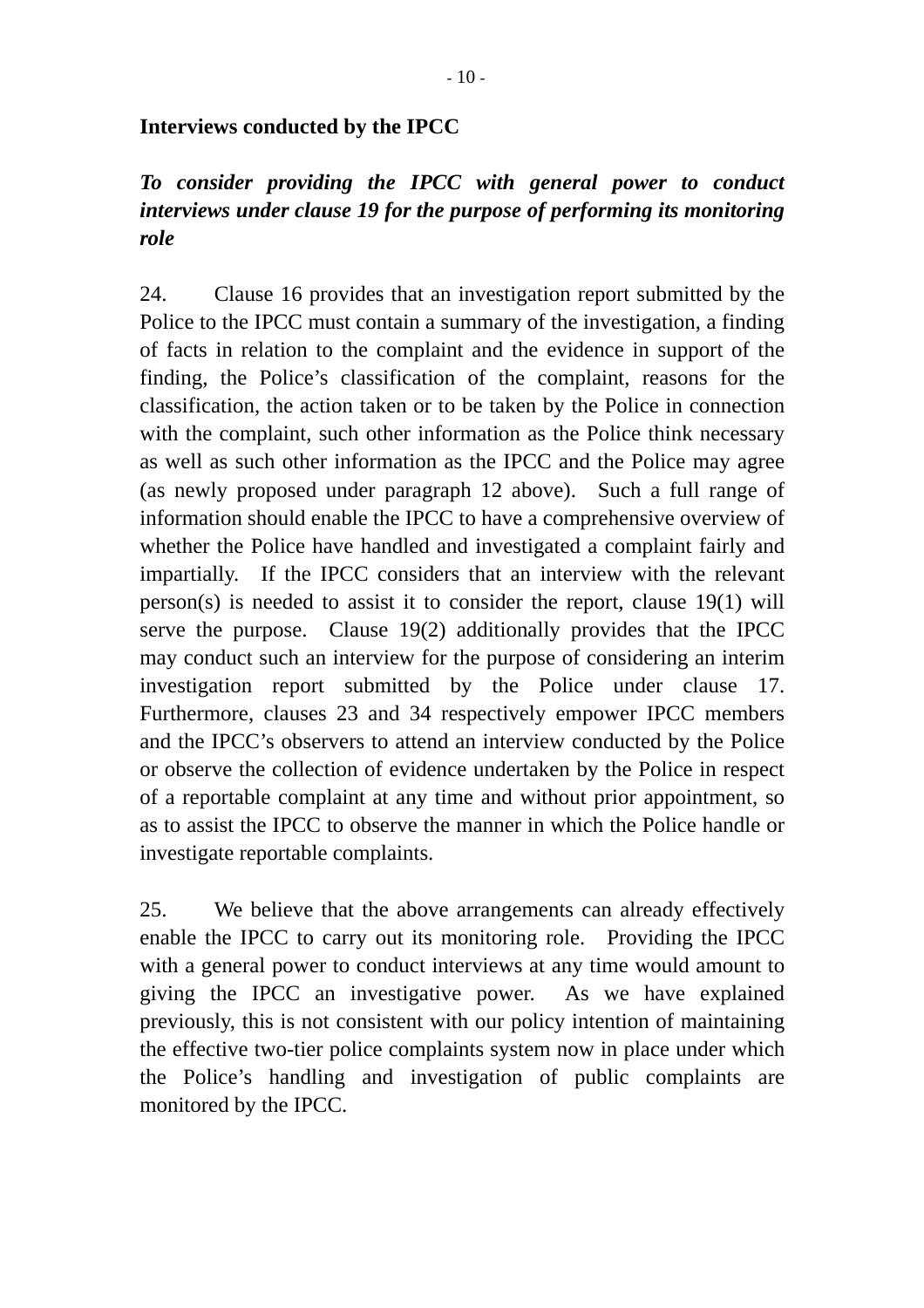**Interviews conducted by the IPCC**

***To consider providing the IPCC with general power to conduct interviews under clause 19 for the purpose of performing its monitoring role***

24. Clause 16 provides that an investigation report submitted by the Police to the IPCC must contain a summary of the investigation, a finding of facts in relation to the complaint and the evidence in support of the finding, the Police's classification of the complaint, reasons for the classification, the action taken or to be taken by the Police in connection with the complaint, such other information as the Police think necessary as well as such other information as the IPCC and the Police may agree (as newly proposed under paragraph 12 above). Such a full range of information should enable the IPCC to have a comprehensive overview of whether the Police have handled and investigated a complaint fairly and impartially. If the IPCC considers that an interview with the relevant person(s) is needed to assist it to consider the report, clause 19(1) will serve the purpose. Clause 19(2) additionally provides that the IPCC may conduct such an interview for the purpose of considering an interim investigation report submitted by the Police under clause 17. Furthermore, clauses 23 and 34 respectively empower IPCC members and the IPCC's observers to attend an interview conducted by the Police or observe the collection of evidence undertaken by the Police in respect of a reportable complaint at any time and without prior appointment, so as to assist the IPCC to observe the manner in which the Police handle or investigate reportable complaints.

25. We believe that the above arrangements can already effectively enable the IPCC to carry out its monitoring role. Providing the IPCC with a general power to conduct interviews at any time would amount to giving the IPCC an investigative power. As we have explained previously, this is not consistent with our policy intention of maintaining the effective two-tier police complaints system now in place under which the Police's handling and investigation of public complaints are monitored by the IPCC.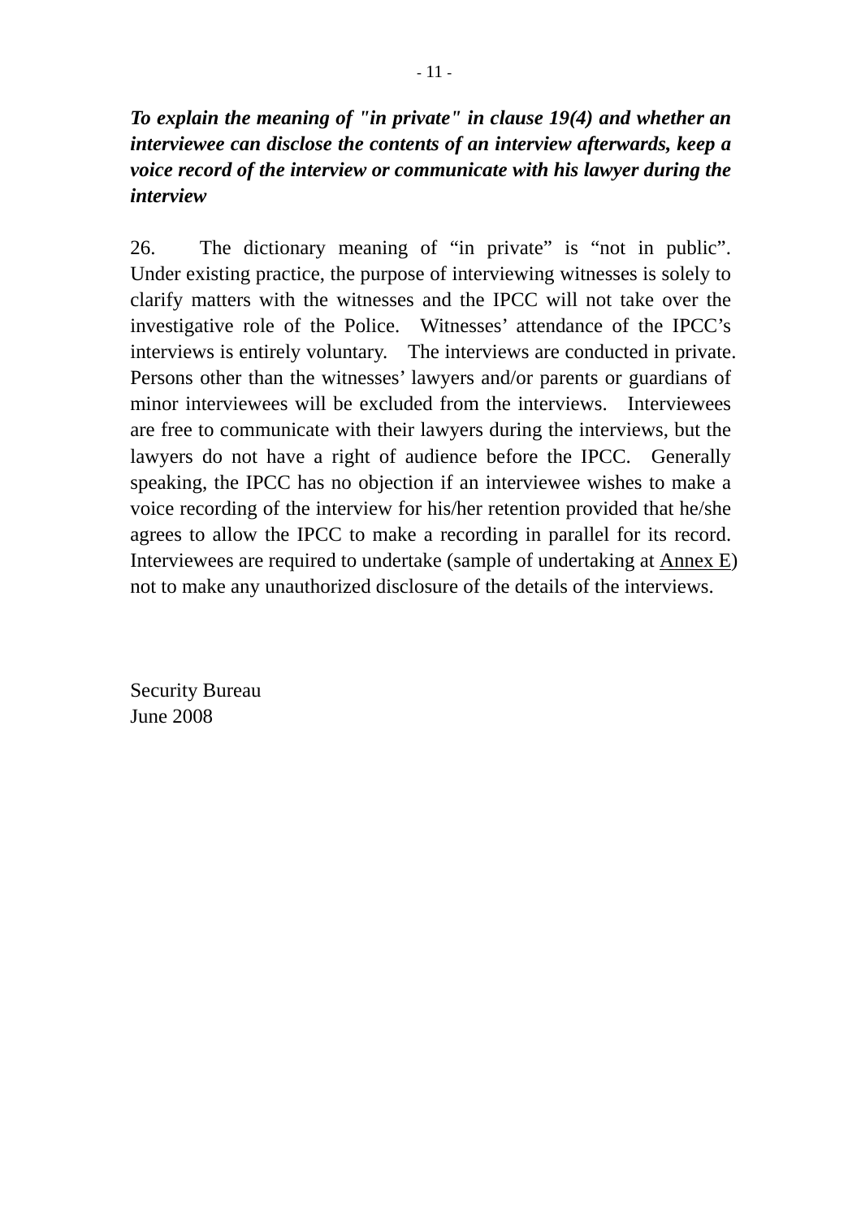***To explain the meaning of "in private" in clause 19(4) and whether an interviewee can disclose the contents of an interview afterwards, keep a voice record of the interview or communicate with his lawyer during the interview***

26. The dictionary meaning of “in private” is “not in public”. Under existing practice, the purpose of interviewing witnesses is solely to clarify matters with the witnesses and the IPCC will not take over the investigative role of the Police. Witnesses’ attendance of the IPCC’s interviews is entirely voluntary. The interviews are conducted in private. Persons other than the witnesses’ lawyers and/or parents or guardians of minor interviewees will be excluded from the interviews. Interviewees are free to communicate with their lawyers during the interviews, but the lawyers do not have a right of audience before the IPCC. Generally speaking, the IPCC has no objection if an interviewee wishes to make a voice recording of the interview for his/her retention provided that he/she agrees to allow the IPCC to make a recording in parallel for its record. Interviewees are required to undertake (sample of undertaking at Annex E) not to make any unauthorized disclosure of the details of the interviews.

Security Bureau
June 2008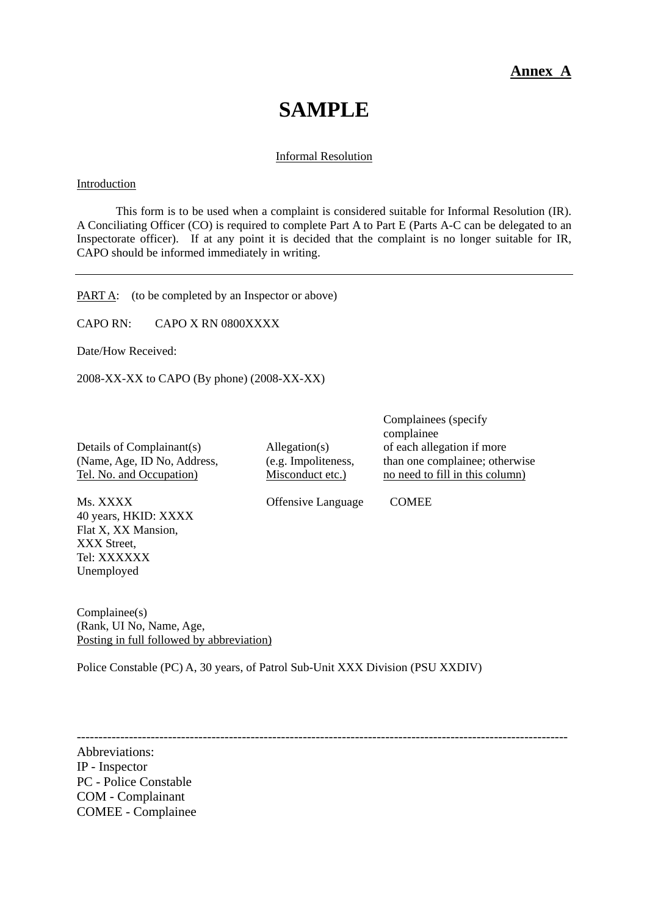**Annex A**

# SAMPLE

Informal Resolution

Introduction

This form is to be used when a complaint is considered suitable for Informal Resolution (IR). A Conciliating Officer (CO) is required to complete Part A to Part E (Parts A-C can be delegated to an Inspectorate officer). If at any point it is decided that the complaint is no longer suitable for IR, CAPO should be informed immediately in writing.

---

PART A: (to be completed by an Inspector or above)

CAPO RN: CAPO X RN 0800XXXX

Date/How Received:

2008-XX-XX to CAPO (By phone) (2008-XX-XX)

| Details of Complainant(s) (Name, Age, ID No, Address, Tel. No. and Occupation) | Allegation(s) (e.g. Impoliteness, Misconduct etc.) | Complainees (specify complainee of each allegation if more than one complainee; otherwise no need to fill in this column) |
|---|---|---|
| Ms. XXXX<br>40 years, HKID: XXXX<br>Flat X, XX Mansion,<br>XXX Street,<br>Tel: XXXXXX<br>Unemployed | Offensive Language | COMEE |

Complainee(s)
(Rank, UI No, Name, Age,
Posting in full followed by abbreviation)

Police Constable (PC) A, 30 years, of Patrol Sub-Unit XXX Division (PSU XXDIV)

---

Abbreviations:
IP - Inspector
PC - Police Constable
COM - Complainant
COMEE - Complainee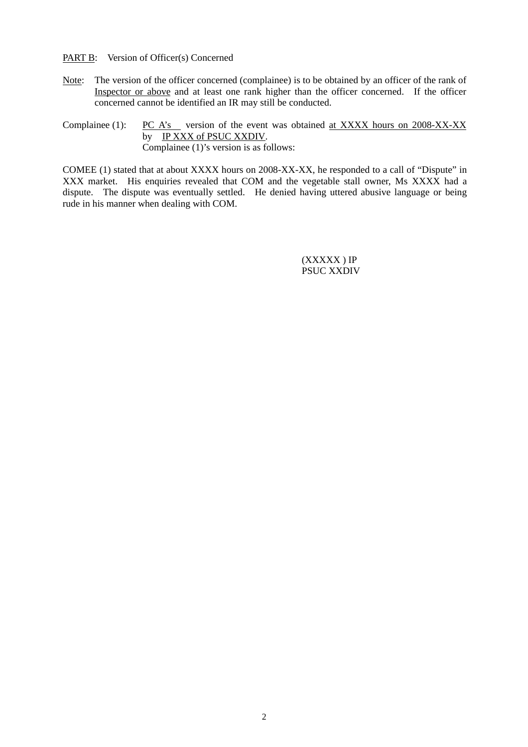PART B: Version of Officer(s) Concerned

Note: The version of the officer concerned (complainee) is to be obtained by an officer of the rank of Inspector or above and at least one rank higher than the officer concerned. If the officer concerned cannot be identified an IR may still be conducted.

Complainee (1): PC A's version of the event was obtained at XXXX hours on 2008-XX-XX by IP XXX of PSUC XXDIV.
Complainee (1)'s version is as follows:

COMEE (1) stated that at about XXXX hours on 2008-XX-XX, he responded to a call of "Dispute" in XXX market. His enquiries revealed that COM and the vegetable stall owner, Ms XXXX had a dispute. The dispute was eventually settled. He denied having uttered abusive language or being rude in his manner when dealing with COM.

(XXXXX ) IP
PSUC XXDIV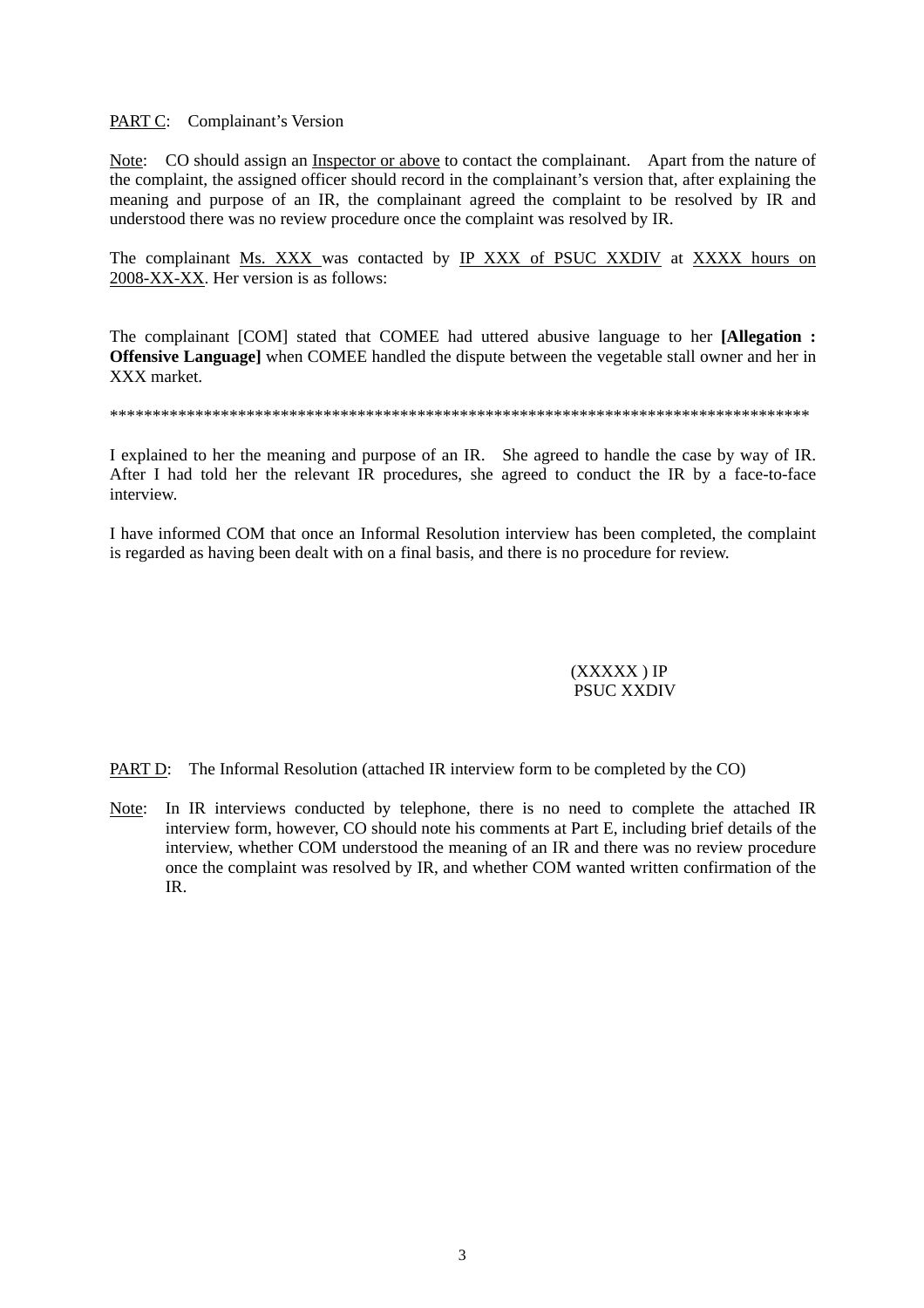PART C: Complainant's Version

Note: CO should assign an Inspector or above to contact the complainant. Apart from the nature of the complaint, the assigned officer should record in the complainant's version that, after explaining the meaning and purpose of an IR, the complainant agreed the complaint to be resolved by IR and understood there was no review procedure once the complaint was resolved by IR.

The complainant Ms. XXX was contacted by IP XXX of PSUC XXDIV at XXXX hours on 2008-XX-XX. Her version is as follows:

The complainant [COM] stated that COMEE had uttered abusive language to her **[Allegation : Offensive Language]** when COMEE handled the dispute between the vegetable stall owner and her in XXX market.

************************************************************************************

I explained to her the meaning and purpose of an IR. She agreed to handle the case by way of IR. After I had told her the relevant IR procedures, she agreed to conduct the IR by a face-to-face interview.

I have informed COM that once an Informal Resolution interview has been completed, the complaint is regarded as having been dealt with on a final basis, and there is no procedure for review.

(XXXXX ) IP
PSUC XXDIV

PART D: The Informal Resolution (attached IR interview form to be completed by the CO)

Note: In IR interviews conducted by telephone, there is no need to complete the attached IR interview form, however, CO should note his comments at Part E, including brief details of the interview, whether COM understood the meaning of an IR and there was no review procedure once the complaint was resolved by IR, and whether COM wanted written confirmation of the IR.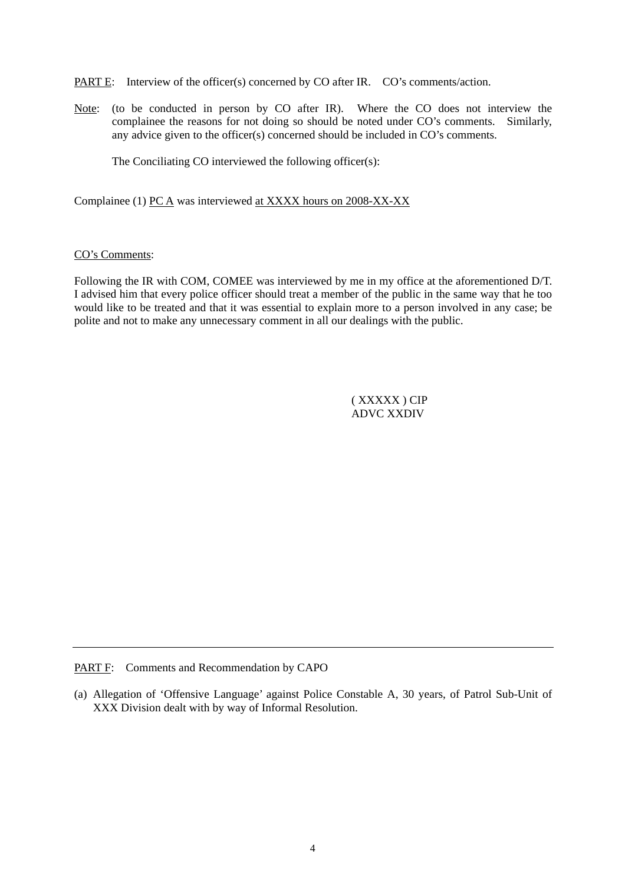<u>PART E</u>: Interview of the officer(s) concerned by CO after IR. CO's comments/action.

<u>Note</u>: (to be conducted in person by CO after IR). Where the CO does not interview the complainee the reasons for not doing so should be noted under CO's comments. Similarly, any advice given to the officer(s) concerned should be included in CO's comments.

The Conciliating CO interviewed the following officer(s):

Complainee (1) <u>PC A</u> was interviewed <u>at XXXX hours on 2008-XX-XX</u>

<u>CO's Comments</u>:

Following the IR with COM, COMEE was interviewed by me in my office at the aforementioned D/T. I advised him that every police officer should treat a member of the public in the same way that he too would like to be treated and that it was essential to explain more to a person involved in any case; be polite and not to make any unnecessary comment in all our dealings with the public.

( XXXXX ) CIP
ADVC XXDIV

---

<u>PART F</u>: Comments and Recommendation by CAPO

(a) Allegation of 'Offensive Language' against Police Constable A, 30 years, of Patrol Sub-Unit of XXX Division dealt with by way of Informal Resolution.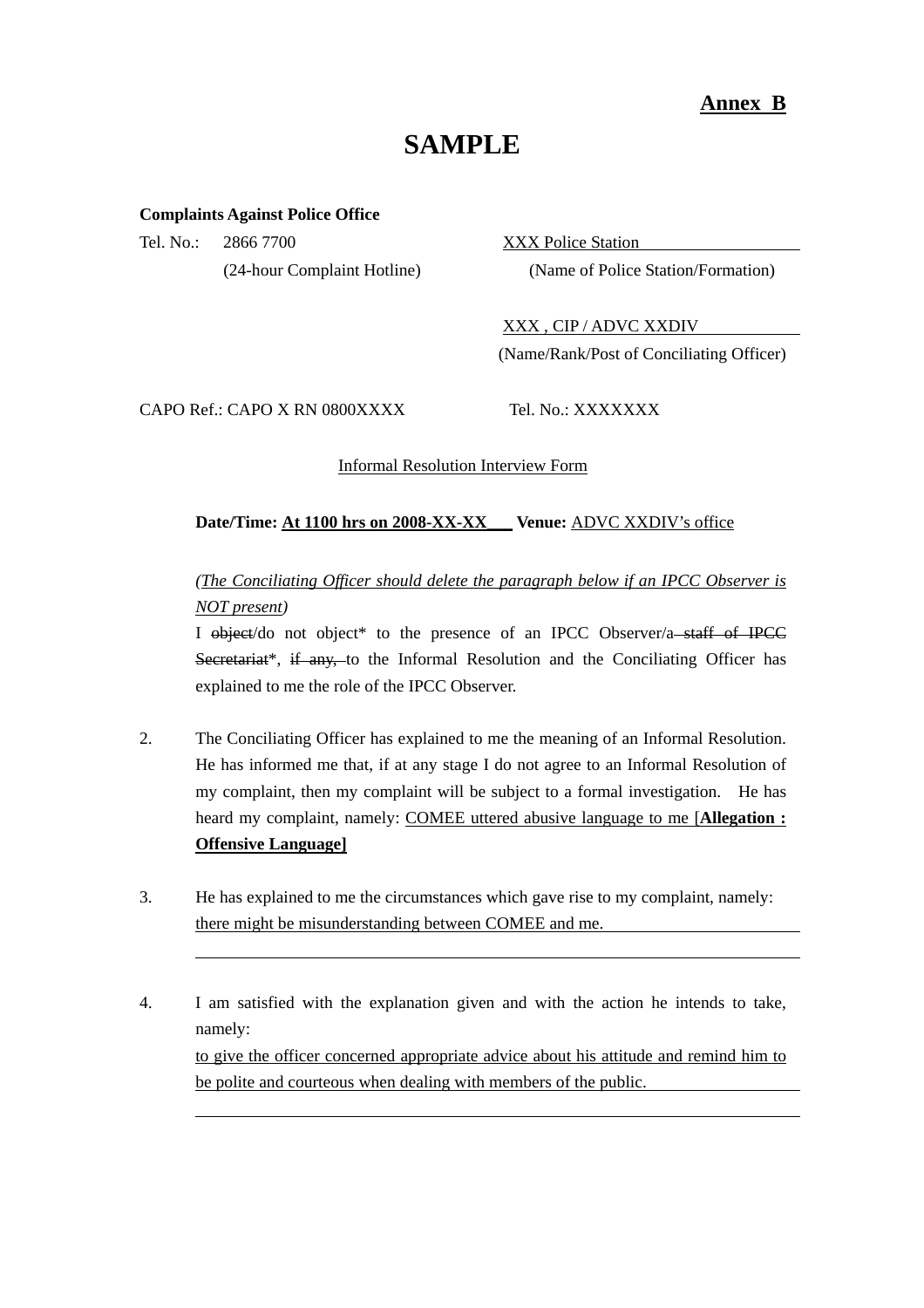**Annex B**

# SAMPLE

**Complaints Against Police Office**

Tel. No.: 2866 7700 (24-hour Complaint Hotline)

XXX Police Station
(Name of Police Station/Formation)

XXX , CIP / ADVC XXDIV
(Name/Rank/Post of Conciliating Officer)

CAPO Ref.: CAPO X RN 0800XXXX

Tel. No.: XXXXXXX

Informal Resolution Interview Form

**Date/Time:** **At 1100 hrs on 2008-XX-XX** **Venue:** ADVC XXDIV's office

*(The Conciliating Officer should delete the paragraph below if an IPCC Observer is NOT present)*

I ~~object~~/do not object* to the presence of an IPCC Observer/a ~~staff of IPCC Secretariat~~*, ~~if any,~~ to the Informal Resolution and the Conciliating Officer has explained to me the role of the IPCC Observer.

2. The Conciliating Officer has explained to me the meaning of an Informal Resolution. He has informed me that, if at any stage I do not agree to an Informal Resolution of my complaint, then my complaint will be subject to a formal investigation. He has heard my complaint, namely: COMEE uttered abusive language to me [**Allegation : Offensive Language]**

3. He has explained to me the circumstances which gave rise to my complaint, namely: there might be misunderstanding between COMEE and me.

4. I am satisfied with the explanation given and with the action he intends to take, namely:
to give the officer concerned appropriate advice about his attitude and remind him to be polite and courteous when dealing with members of the public.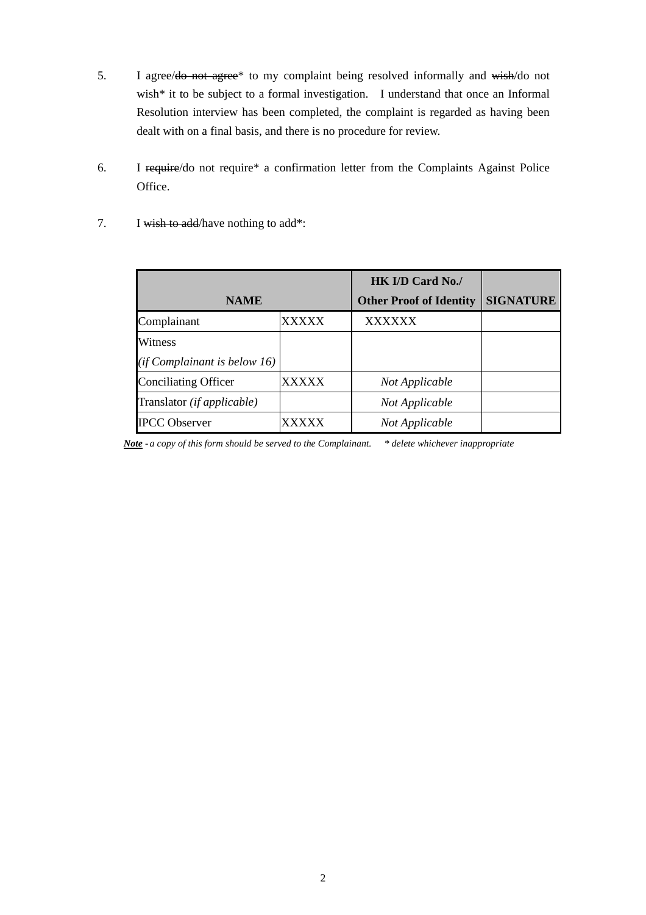5. I agree/~~do not agree~~* to my complaint being resolved informally and ~~wish~~/do not wish* it to be subject to a formal investigation. I understand that once an Informal Resolution interview has been completed, the complaint is regarded as having been dealt with on a final basis, and there is no procedure for review.

6. I ~~require~~/do not require* a confirmation letter from the Complaints Against Police Office.

7. I ~~wish to add~~/have nothing to add*:

| NAME | | HK I/D Card No./ Other Proof of Identity | SIGNATURE |
|---|---|---|---|
| Complainant | XXXXX | XXXXXX | |
| Witness *(if Complainant is below 16)* | | | |
| Conciliating Officer | XXXXX | *Not Applicable* | |
| Translator *(if applicable)* | | *Not Applicable* | |
| IPCC Observer | XXXXX | *Not Applicable* | |

***Note*** *- a copy of this form should be served to the Complainant.* *\* delete whichever inappropriate*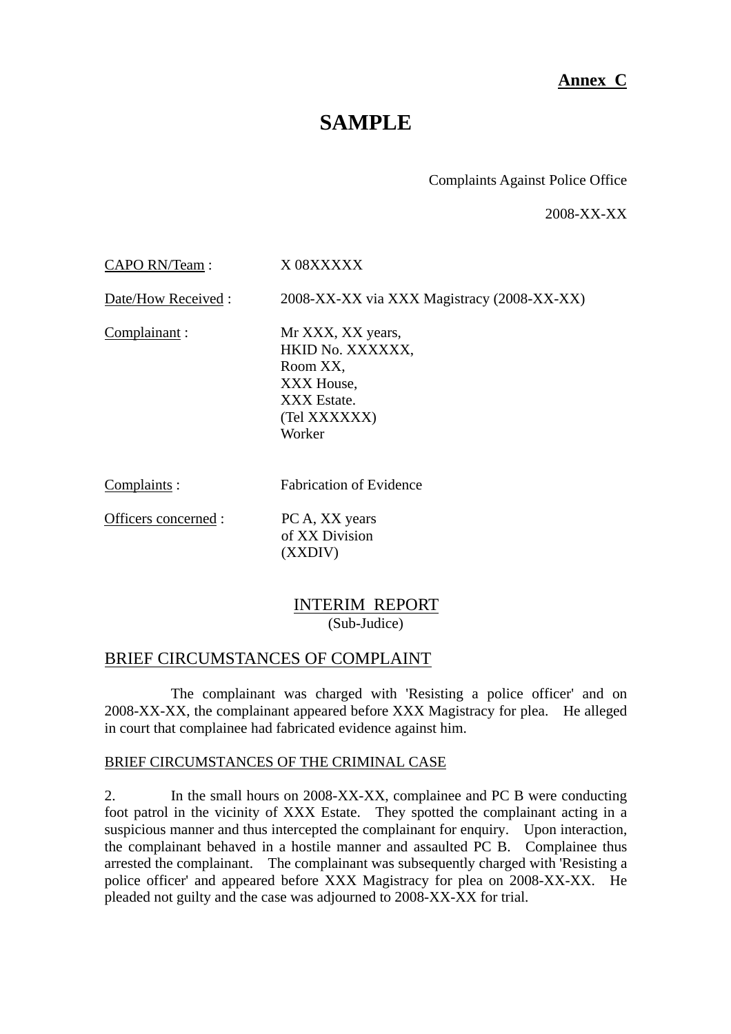**Annex C**

# SAMPLE

Complaints Against Police Office

2008-XX-XX

| | |
|---|---|
| CAPO RN/Team : | X 08XXXXX |
| Date/How Received : | 2008-XX-XX via XXX Magistracy (2008-XX-XX) |
| Complainant : | Mr XXX, XX years,<br>HKID No. XXXXXX,<br>Room XX,<br>XXX House,<br>XXX Estate.<br>(Tel XXXXXX)<br>Worker |
| Complaints : | Fabrication of Evidence |
| Officers concerned : | PC A, XX years<br>of XX Division<br>(XXDIV) |

## INTERIM REPORT
(Sub-Judice)

## BRIEF CIRCUMSTANCES OF COMPLAINT

The complainant was charged with 'Resisting a police officer' and on 2008-XX-XX, the complainant appeared before XXX Magistracy for plea. He alleged in court that complainee had fabricated evidence against him.

### BRIEF CIRCUMSTANCES OF THE CRIMINAL CASE

2. In the small hours on 2008-XX-XX, complainee and PC B were conducting foot patrol in the vicinity of XXX Estate. They spotted the complainant acting in a suspicious manner and thus intercepted the complainant for enquiry. Upon interaction, the complainant behaved in a hostile manner and assaulted PC B. Complainee thus arrested the complainant. The complainant was subsequently charged with 'Resisting a police officer' and appeared before XXX Magistracy for plea on 2008-XX-XX. He pleaded not guilty and the case was adjourned to 2008-XX-XX for trial.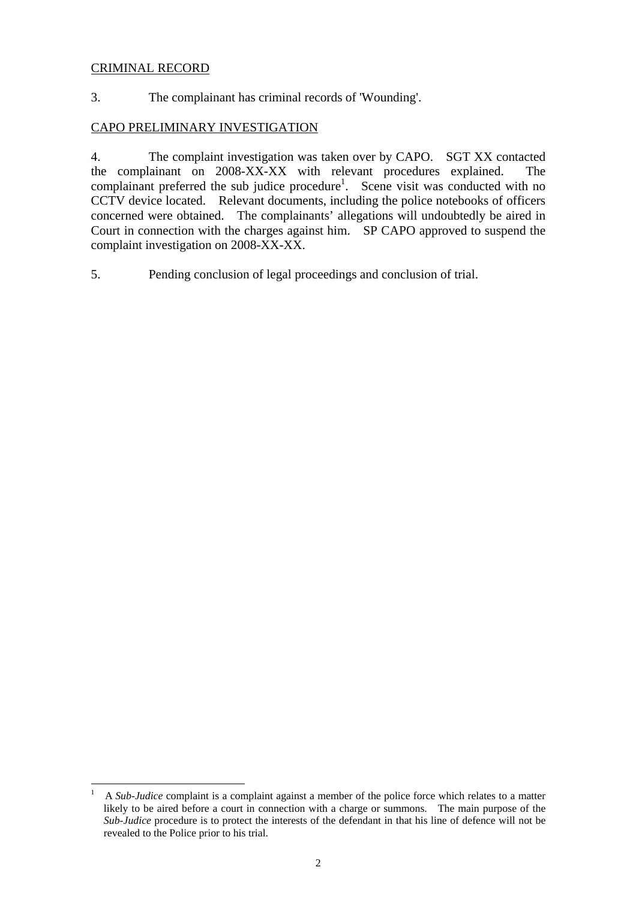CRIMINAL RECORD

3. The complainant has criminal records of 'Wounding'.

CAPO PRELIMINARY INVESTIGATION

4. The complaint investigation was taken over by CAPO. SGT XX contacted the complainant on 2008-XX-XX with relevant procedures explained. The complainant preferred the sub judice procedure[1]. Scene visit was conducted with no CCTV device located. Relevant documents, including the police notebooks of officers concerned were obtained. The complainants' allegations will undoubtedly be aired in Court in connection with the charges against him. SP CAPO approved to suspend the complaint investigation on 2008-XX-XX.

5. Pending conclusion of legal proceedings and conclusion of trial.

---

[1] A *Sub-Judice* complaint is a complaint against a member of the police force which relates to a matter likely to be aired before a court in connection with a charge or summons. The main purpose of the *Sub-Judice* procedure is to protect the interests of the defendant in that his line of defence will not be revealed to the Police prior to his trial.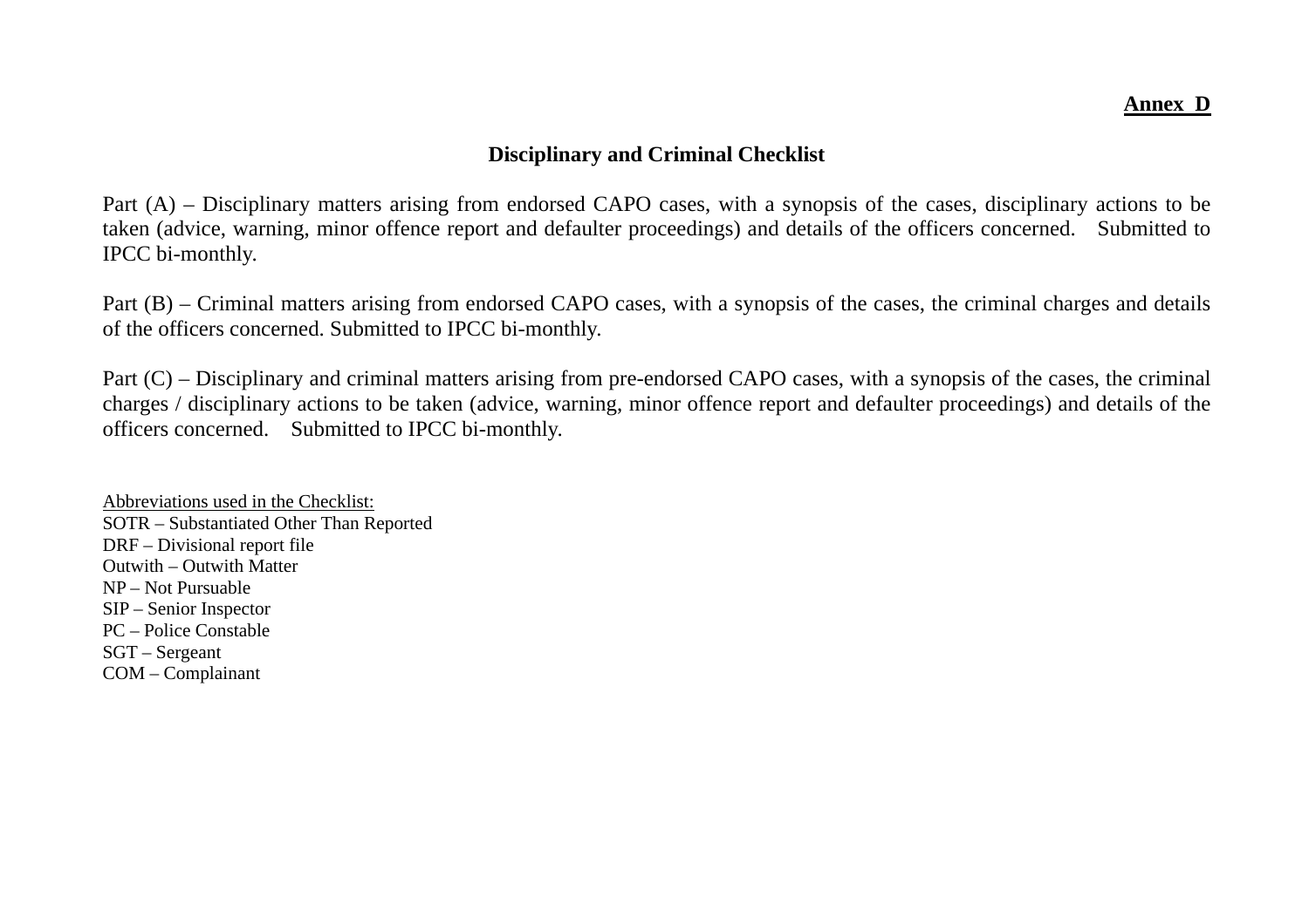**<u>Annex D</u>**

**Disciplinary and Criminal Checklist**

Part (A) – Disciplinary matters arising from endorsed CAPO cases, with a synopsis of the cases, disciplinary actions to be taken (advice, warning, minor offence report and defaulter proceedings) and details of the officers concerned. Submitted to IPCC bi-monthly.

Part (B) – Criminal matters arising from endorsed CAPO cases, with a synopsis of the cases, the criminal charges and details of the officers concerned. Submitted to IPCC bi-monthly.

Part (C) – Disciplinary and criminal matters arising from pre-endorsed CAPO cases, with a synopsis of the cases, the criminal charges / disciplinary actions to be taken (advice, warning, minor offence report and defaulter proceedings) and details of the officers concerned. Submitted to IPCC bi-monthly.

<u>Abbreviations used in the Checklist:</u>
SOTR – Substantiated Other Than Reported
DRF – Divisional report file
Outwith – Outwith Matter
NP – Not Pursuable
SIP – Senior Inspector
PC – Police Constable
SGT – Sergeant
COM – Complainant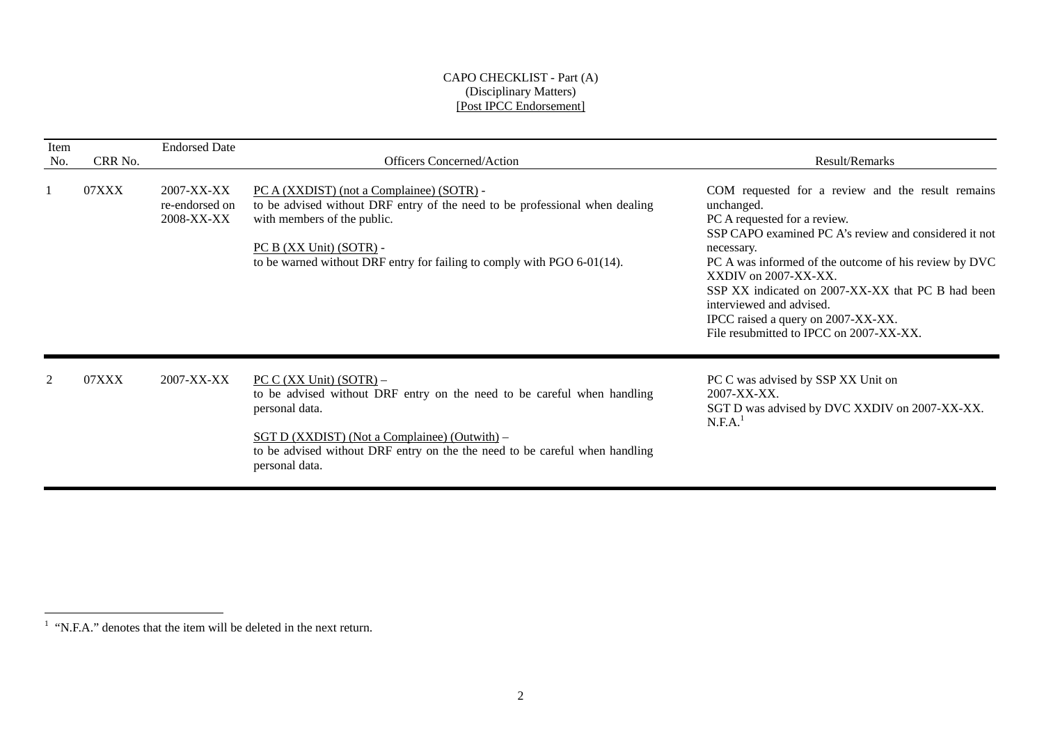CAPO CHECKLIST - Part (A)
(Disciplinary Matters)
[Post IPCC Endorsement]

| Item No. | CRR No. | Endorsed Date | Officers Concerned/Action | Result/Remarks |
|---|---|---|---|---|
| 1 | 07XXX | 2007-XX-XX re-endorsed on 2008-XX-XX | PC A (XXDIST) (not a Complainee) (SOTR) - to be advised without DRF entry of the need to be professional when dealing with members of the public.<br><br>PC B (XX Unit) (SOTR) - to be warned without DRF entry for failing to comply with PGO 6-01(14). | COM requested for a review and the result remains unchanged.<br>PC A requested for a review.<br>SSP CAPO examined PC A's review and considered it not necessary.<br>PC A was informed of the outcome of his review by DVC XXDIV on 2007-XX-XX.<br>SSP XX indicated on 2007-XX-XX that PC B had been interviewed and advised.<br>IPCC raised a query on 2007-XX-XX.<br>File resubmitted to IPCC on 2007-XX-XX. |
| 2 | 07XXX | 2007-XX-XX | PC C (XX Unit) (SOTR) – to be advised without DRF entry on the need to be careful when handling personal data.<br><br>SGT D (XXDIST) (Not a Complainee) (Outwith) – to be advised without DRF entry on the the need to be careful when handling personal data. | PC C was advised by SSP XX Unit on 2007-XX-XX.<br>SGT D was advised by DVC XXDIV on 2007-XX-XX.<br>N.F.A.[1] |

[1] "N.F.A." denotes that the item will be deleted in the next return.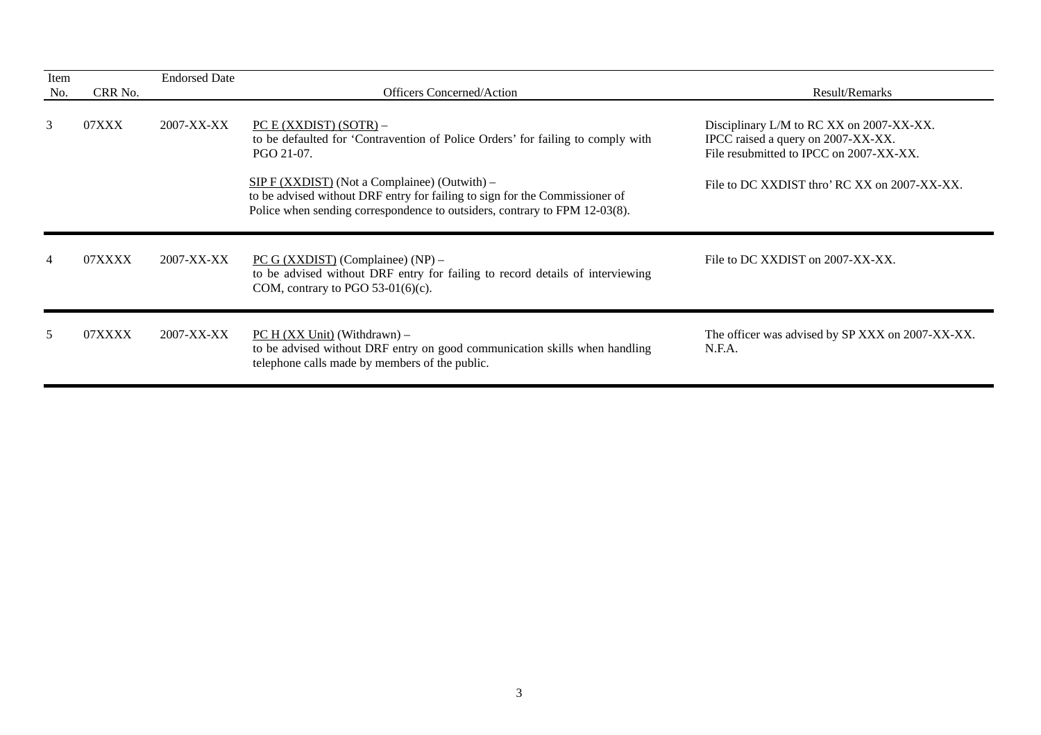| Item No. | CRR No. | Endorsed Date | Officers Concerned/Action | Result/Remarks |
|---|---|---|---|---|
| 3 | 07XXX | 2007-XX-XX | PC E (XXDIST) (SOTR) – to be defaulted for 'Contravention of Police Orders' for failing to comply with PGO 21-07.<br><br>SIP F (XXDIST) (Not a Complainee) (Outwith) – to be advised without DRF entry for failing to sign for the Commissioner of Police when sending correspondence to outsiders, contrary to FPM 12-03(8). | Disciplinary L/M to RC XX on 2007-XX-XX. IPCC raised a query on 2007-XX-XX. File resubmitted to IPCC on 2007-XX-XX.<br><br>File to DC XXDIST thro' RC XX on 2007-XX-XX. |
| 4 | 07XXXX | 2007-XX-XX | PC G (XXDIST) (Complainee) (NP) – to be advised without DRF entry for failing to record details of interviewing COM, contrary to PGO 53-01(6)(c). | File to DC XXDIST on 2007-XX-XX. |
| 5 | 07XXXX | 2007-XX-XX | PC H (XX Unit) (Withdrawn) – to be advised without DRF entry on good communication skills when handling telephone calls made by members of the public. | The officer was advised by SP XXX on 2007-XX-XX. N.F.A. |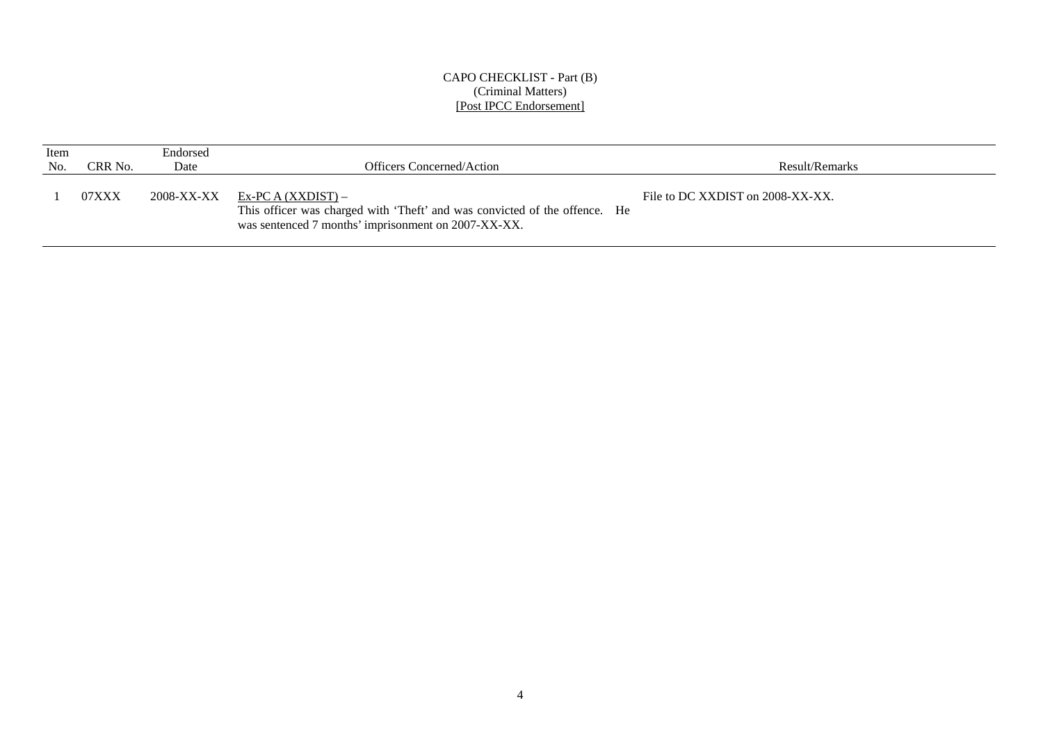CAPO CHECKLIST - Part (B)
(Criminal Matters)
[Post IPCC Endorsement]

| Item No. | CRR No. | Endorsed Date | Officers Concerned/Action | Result/Remarks |
|---|---|---|---|---|
| 1 | 07XXX | 2008-XX-XX | Ex-PC A (XXDIST) – This officer was charged with 'Theft' and was convicted of the offence. He was sentenced 7 months' imprisonment on 2007-XX-XX. | File to DC XXDIST on 2008-XX-XX. |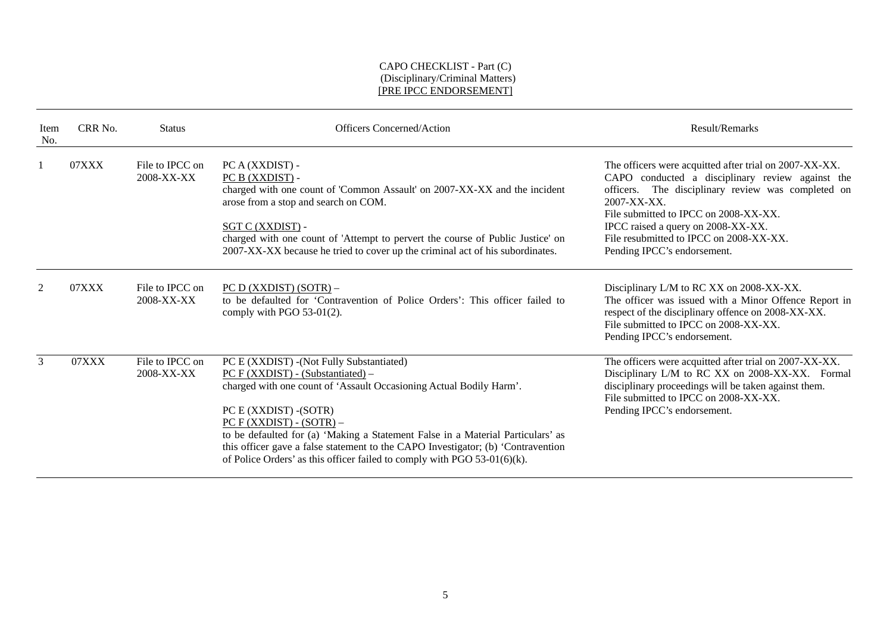CAPO CHECKLIST - Part (C)
(Disciplinary/Criminal Matters)
[PRE IPCC ENDORSEMENT]

| Item No. | CRR No. | Status | Officers Concerned/Action | Result/Remarks |
|---|---|---|---|---|
| 1 | 07XXX | File to IPCC on 2008-XX-XX | PC A (XXDIST) -<br>PC B (XXDIST) -<br>charged with one count of 'Common Assault' on 2007-XX-XX and the incident arose from a stop and search on COM.<br><br>SGT C (XXDIST) -<br>charged with one count of 'Attempt to pervert the course of Public Justice' on 2007-XX-XX because he tried to cover up the criminal act of his subordinates. | The officers were acquitted after trial on 2007-XX-XX. CAPO conducted a disciplinary review against the officers. The disciplinary review was completed on 2007-XX-XX.<br>File submitted to IPCC on 2008-XX-XX.<br>IPCC raised a query on 2008-XX-XX.<br>File resubmitted to IPCC on 2008-XX-XX.<br>Pending IPCC's endorsement. |
| 2 | 07XXX | File to IPCC on 2008-XX-XX | PC D (XXDIST) (SOTR) –<br>to be defaulted for 'Contravention of Police Orders': This officer failed to comply with PGO 53-01(2). | Disciplinary L/M to RC XX on 2008-XX-XX.<br>The officer was issued with a Minor Offence Report in respect of the disciplinary offence on 2008-XX-XX.<br>File submitted to IPCC on 2008-XX-XX.<br>Pending IPCC's endorsement. |
| 3 | 07XXX | File to IPCC on 2008-XX-XX | PC E (XXDIST) -(Not Fully Substantiated)<br>PC F (XXDIST) - (Substantiated) –<br>charged with one count of 'Assault Occasioning Actual Bodily Harm'.<br><br>PC E (XXDIST) -(SOTR)<br>PC F (XXDIST) - (SOTR) –<br>to be defaulted for (a) 'Making a Statement False in a Material Particulars' as this officer gave a false statement to the CAPO Investigator; (b) 'Contravention of Police Orders' as this officer failed to comply with PGO 53-01(6)(k). | The officers were acquitted after trial on 2007-XX-XX.<br>Disciplinary L/M to RC XX on 2008-XX-XX. Formal disciplinary proceedings will be taken against them.<br>File submitted to IPCC on 2008-XX-XX.<br>Pending IPCC's endorsement. |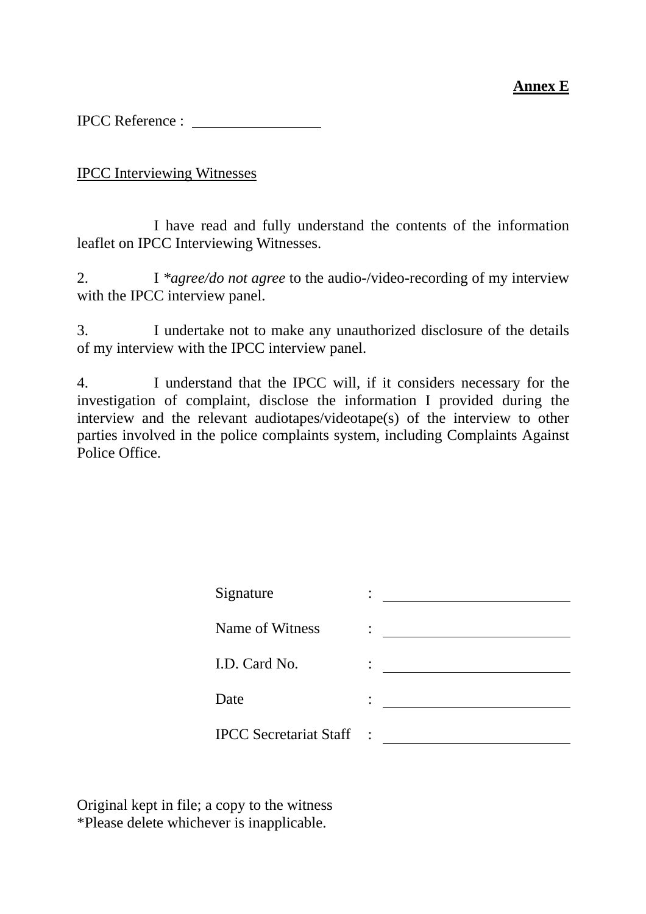**Annex E**

IPCC Reference : \_\_\_\_\_\_\_\_\_\_\_\_\_\_\_\_\_\_

IPCC Interviewing Witnesses

I have read and fully understand the contents of the information leaflet on IPCC Interviewing Witnesses.

2. I *\*agree/do not agree* to the audio-/video-recording of my interview with the IPCC interview panel.

3. I undertake not to make any unauthorized disclosure of the details of my interview with the IPCC interview panel.

4. I understand that the IPCC will, if it considers necessary for the investigation of complaint, disclose the information I provided during the interview and the relevant audiotapes/videotape(s) of the interview to other parties involved in the police complaints system, including Complaints Against Police Office.

| | | |
|---|---|---|
| Signature | : | \_\_\_\_\_\_\_\_\_\_\_\_\_\_\_\_\_\_\_\_\_\_\_\_ |
| Name of Witness | : | \_\_\_\_\_\_\_\_\_\_\_\_\_\_\_\_\_\_\_\_\_\_\_\_ |
| I.D. Card No. | : | \_\_\_\_\_\_\_\_\_\_\_\_\_\_\_\_\_\_\_\_\_\_\_\_ |
| Date | : | \_\_\_\_\_\_\_\_\_\_\_\_\_\_\_\_\_\_\_\_\_\_\_\_ |
| IPCC Secretariat Staff | : | \_\_\_\_\_\_\_\_\_\_\_\_\_\_\_\_\_\_\_\_\_\_\_\_ |

Original kept in file; a copy to the witness
*Please delete whichever is inapplicable.